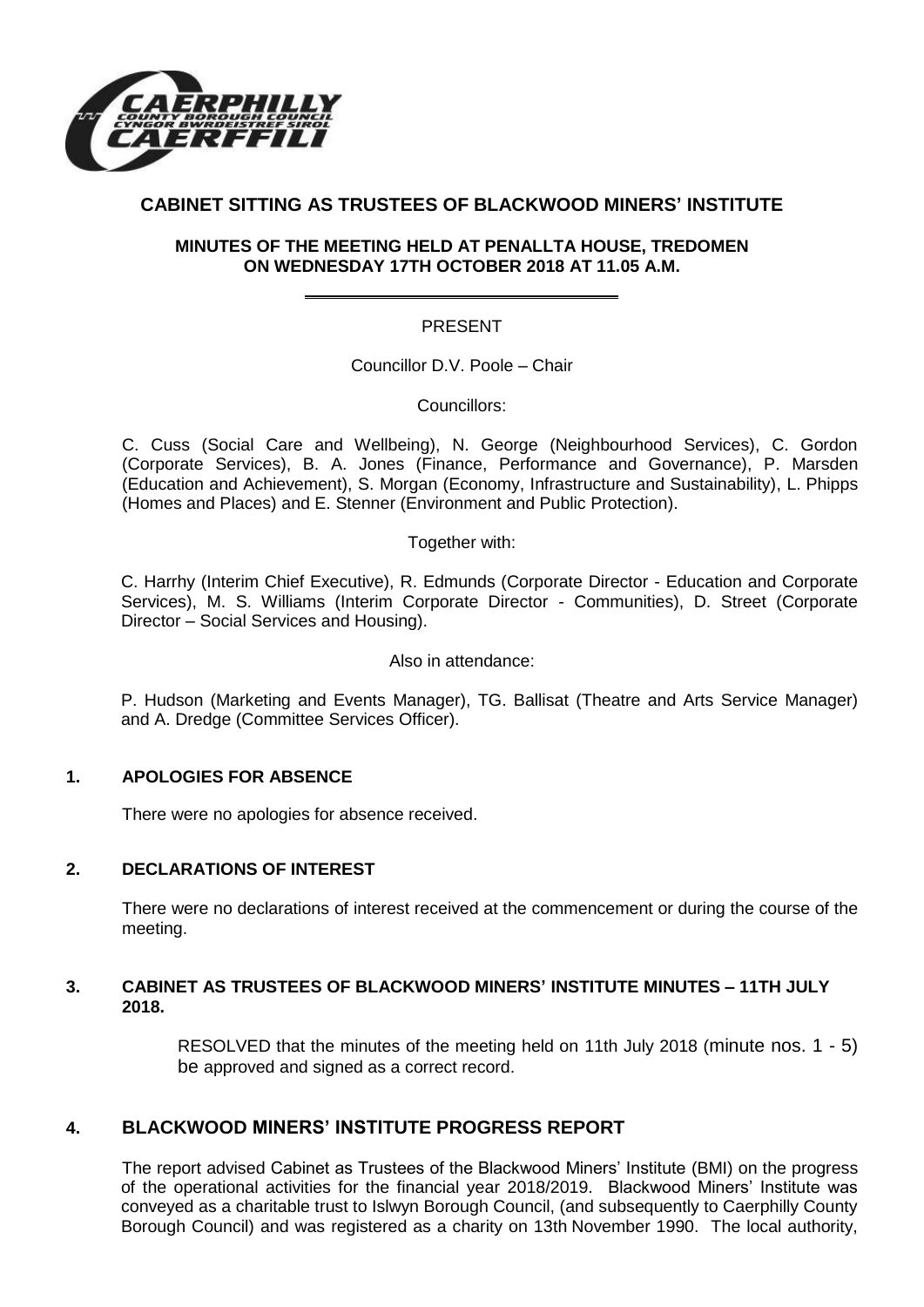# CABINET SITTING AS TRUSTEES OF BLACKWOOD MINERS' INSTITUTE

## MINUTES OF THE MEETING HELD AT PENALLTA HOUSE, TREDOMEN ON WEDNESDAY 17TH OCTOBER 2018 AT 11.05 A.M.

PRESENT

Councillor D.V. Poole – Chair

Councillors:

C. Cuss (Social Care and Wellbeing), N. George (Neighbourhood Services), C. Gordon (Corporate Services), B. A. Jones (Finance, Performance and Governance), P. Marsden (Education and Achievement), S. Morgan (Economy, Infrastructure and Sustainability), L. Phipps (Homes and Places) and E. Stenner (Environment and Public Protection).

Together with:

C. Harrhy (Interim Chief Executive), R. Edmunds (Corporate Director - Education and Corporate Services), M. S. Williams (Interim Corporate Director - Communities), D. Street (Corporate Director – Social Services and Housing).

Also in attendance:

P. Hudson (Marketing and Events Manager), TG. Ballisat (Theatre and Arts Service Manager) and A. Dredge (Committee Services Officer).

### 1. APOLOGIES FOR ABSENCE

There were no apologies for absence received.

### 2. DECLARATIONS OF INTEREST

There were no declarations of interest received at the commencement or during the course of the meeting.

### 3. CABINET AS TRUSTEES OF BLACKWOOD MINERS' INSTITUTE MINUTES – 11TH JULY 2018.

RESOLVED that the minutes of the meeting held on 11th July 2018 (minute nos. 1 - 5) be approved and signed as a correct record.

### 4. BLACKWOOD MINERS' INSTITUTE PROGRESS REPORT

The report advised Cabinet as Trustees of the Blackwood Miners' Institute (BMI) on the progress of the operational activities for the financial year 2018/2019. Blackwood Miners' Institute was conveyed as a charitable trust to Islwyn Borough Council, (and subsequently to Caerphilly County Borough Council) and was registered as a charity on 13th November 1990. The local authority,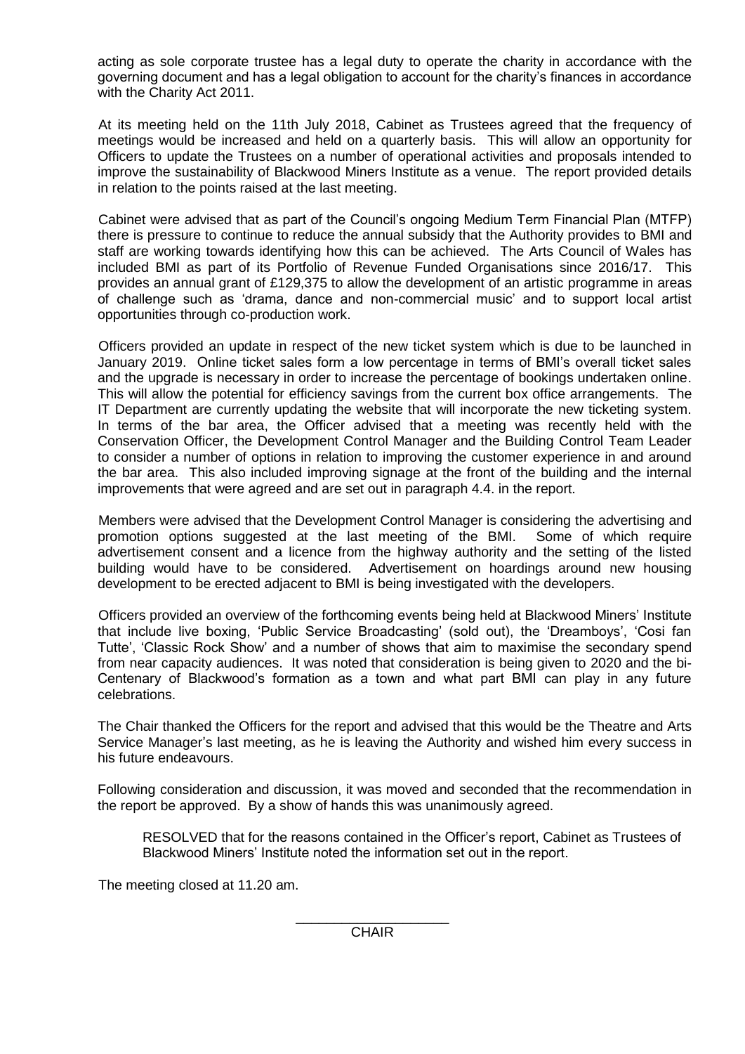acting as sole corporate trustee has a legal duty to operate the charity in accordance with the governing document and has a legal obligation to account for the charity's finances in accordance with the Charity Act 2011.

At its meeting held on the 11th July 2018, Cabinet as Trustees agreed that the frequency of meetings would be increased and held on a quarterly basis. This will allow an opportunity for Officers to update the Trustees on a number of operational activities and proposals intended to improve the sustainability of Blackwood Miners Institute as a venue. The report provided details in relation to the points raised at the last meeting.

Cabinet were advised that as part of the Council's ongoing Medium Term Financial Plan (MTFP) there is pressure to continue to reduce the annual subsidy that the Authority provides to BMI and staff are working towards identifying how this can be achieved. The Arts Council of Wales has included BMI as part of its Portfolio of Revenue Funded Organisations since 2016/17. This provides an annual grant of £129,375 to allow the development of an artistic programme in areas of challenge such as 'drama, dance and non-commercial music' and to support local artist opportunities through co-production work.

Officers provided an update in respect of the new ticket system which is due to be launched in January 2019. Online ticket sales form a low percentage in terms of BMI's overall ticket sales and the upgrade is necessary in order to increase the percentage of bookings undertaken online. This will allow the potential for efficiency savings from the current box office arrangements. The IT Department are currently updating the website that will incorporate the new ticketing system. In terms of the bar area, the Officer advised that a meeting was recently held with the Conservation Officer, the Development Control Manager and the Building Control Team Leader to consider a number of options in relation to improving the customer experience in and around the bar area. This also included improving signage at the front of the building and the internal improvements that were agreed and are set out in paragraph 4.4. in the report.

Members were advised that the Development Control Manager is considering the advertising and promotion options suggested at the last meeting of the BMI. Some of which require advertisement consent and a licence from the highway authority and the setting of the listed building would have to be considered. Advertisement on hoardings around new housing development to be erected adjacent to BMI is being investigated with the developers.

Officers provided an overview of the forthcoming events being held at Blackwood Miners' Institute that include live boxing, 'Public Service Broadcasting' (sold out), the 'Dreamboys', 'Cosi fan Tutte', 'Classic Rock Show' and a number of shows that aim to maximise the secondary spend from near capacity audiences. It was noted that consideration is being given to 2020 and the bi-Centenary of Blackwood's formation as a town and what part BMI can play in any future celebrations.

The Chair thanked the Officers for the report and advised that this would be the Theatre and Arts Service Manager's last meeting, as he is leaving the Authority and wished him every success in his future endeavours.

Following consideration and discussion, it was moved and seconded that the recommendation in the report be approved. By a show of hands this was unanimously agreed.

> RESOLVED that for the reasons contained in the Officer's report, Cabinet as Trustees of Blackwood Miners' Institute noted the information set out in the report.

The meeting closed at 11.20 am.

\_\_\_\_\_\_\_\_\_\_\_\_\_\_\_\_\_\_\_\_

CHAIR